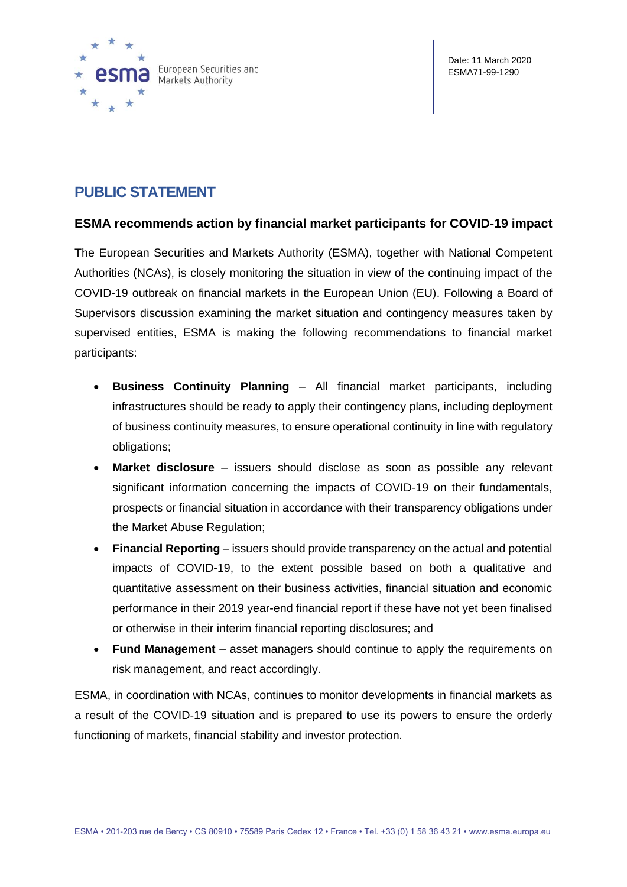Date: 11 March 2020
ESMA71-99-1290

# PUBLIC STATEMENT

## ESMA recommends action by financial market participants for COVID-19 impact

The European Securities and Markets Authority (ESMA), together with National Competent Authorities (NCAs), is closely monitoring the situation in view of the continuing impact of the COVID-19 outbreak on financial markets in the European Union (EU). Following a Board of Supervisors discussion examining the market situation and contingency measures taken by supervised entities, ESMA is making the following recommendations to financial market participants:

- **Business Continuity Planning** – All financial market participants, including infrastructures should be ready to apply their contingency plans, including deployment of business continuity measures, to ensure operational continuity in line with regulatory obligations;
- **Market disclosure** – issuers should disclose as soon as possible any relevant significant information concerning the impacts of COVID-19 on their fundamentals, prospects or financial situation in accordance with their transparency obligations under the Market Abuse Regulation;
- **Financial Reporting** – issuers should provide transparency on the actual and potential impacts of COVID-19, to the extent possible based on both a qualitative and quantitative assessment on their business activities, financial situation and economic performance in their 2019 year-end financial report if these have not yet been finalised or otherwise in their interim financial reporting disclosures; and
- **Fund Management** – asset managers should continue to apply the requirements on risk management, and react accordingly.

ESMA, in coordination with NCAs, continues to monitor developments in financial markets as a result of the COVID-19 situation and is prepared to use its powers to ensure the orderly functioning of markets, financial stability and investor protection.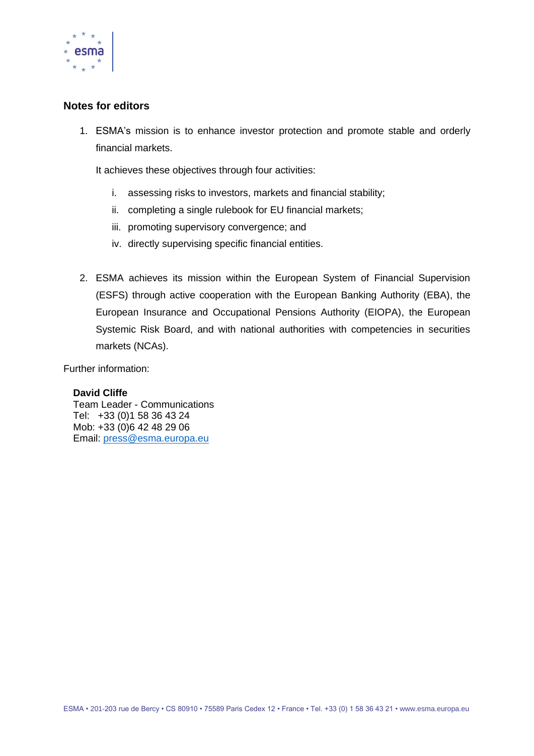**Notes for editors**

1. ESMA's mission is to enhance investor protection and promote stable and orderly financial markets.

   It achieves these objectives through four activities:

   i. assessing risks to investors, markets and financial stability;
   ii. completing a single rulebook for EU financial markets;
   iii. promoting supervisory convergence; and
   iv. directly supervising specific financial entities.

2. ESMA achieves its mission within the European System of Financial Supervision (ESFS) through active cooperation with the European Banking Authority (EBA), the European Insurance and Occupational Pensions Authority (EIOPA), the European Systemic Risk Board, and with national authorities with competencies in securities markets (NCAs).

Further information:

**David Cliffe**
Team Leader - Communications
Tel: +33 (0)1 58 36 43 24
Mob: +33 (0)6 42 48 29 06
Email: press@esma.europa.eu